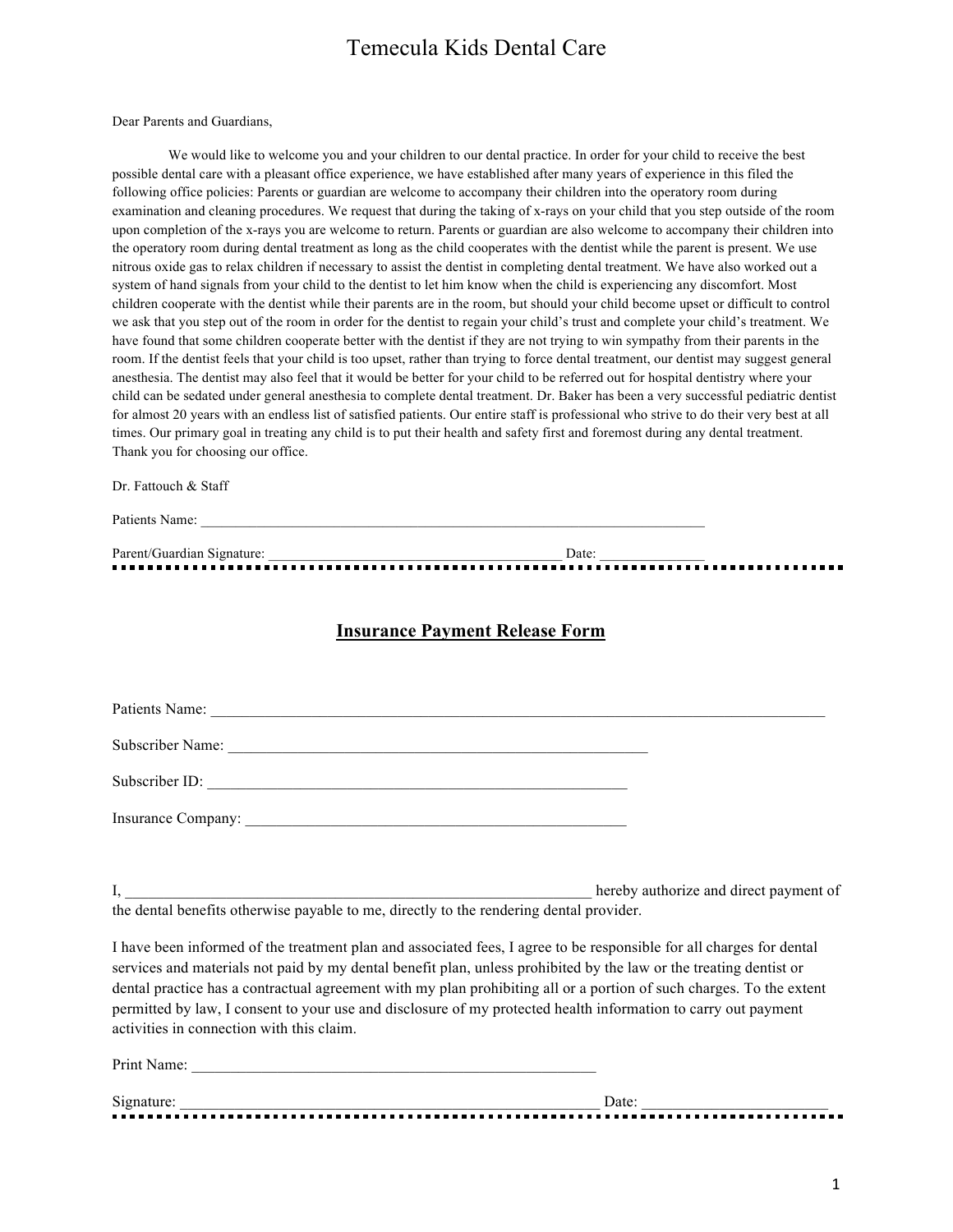# Temecula Kids Dental Care

Dear Parents and Guardians,

We would like to welcome you and your children to our dental practice. In order for your child to receive the best possible dental care with a pleasant office experience, we have established after many years of experience in this filed the following office policies: Parents or guardian are welcome to accompany their children into the operatory room during examination and cleaning procedures. We request that during the taking of x-rays on your child that you step outside of the room upon completion of the x-rays you are welcome to return. Parents or guardian are also welcome to accompany their children into the operatory room during dental treatment as long as the child cooperates with the dentist while the parent is present. We use nitrous oxide gas to relax children if necessary to assist the dentist in completing dental treatment. We have also worked out a system of hand signals from your child to the dentist to let him know when the child is experiencing any discomfort. Most children cooperate with the dentist while their parents are in the room, but should your child become upset or difficult to control we ask that you step out of the room in order for the dentist to regain your child's trust and complete your child's treatment. We have found that some children cooperate better with the dentist if they are not trying to win sympathy from their parents in the room. If the dentist feels that your child is too upset, rather than trying to force dental treatment, our dentist may suggest general anesthesia. The dentist may also feel that it would be better for your child to be referred out for hospital dentistry where your child can be sedated under general anesthesia to complete dental treatment. Dr. Baker has been a very successful pediatric dentist for almost 20 years with an endless list of satisfied patients. Our entire staff is professional who strive to do their very best at all times. Our primary goal in treating any child is to put their health and safety first and foremost during any dental treatment. Thank you for choosing our office.

Dr. Fattouch & Staff

Patients Name: ___________________________________________________________________________

Parent/Guardian Signature: __________________________________________ Date: ______________

---

## Insurance Payment Release Form

Patients Name: ___________________________________________________________________________

Subscriber Name: _________________________________________________________

Subscriber ID: _________________________________________________________

Insurance Company: _____________________________________________________

I, ______________________________________________________________ hereby authorize and direct payment of the dental benefits otherwise payable to me, directly to the rendering dental provider.

I have been informed of the treatment plan and associated fees, I agree to be responsible for all charges for dental services and materials not paid by my dental benefit plan, unless prohibited by the law or the treating dentist or dental practice has a contractual agreement with my plan prohibiting all or a portion of such charges. To the extent permitted by law, I consent to your use and disclosure of my protected health information to carry out payment activities in connection with this claim.

Print Name: _____________________________________________________

Signature: ___________________________________________________________ Date: _______________________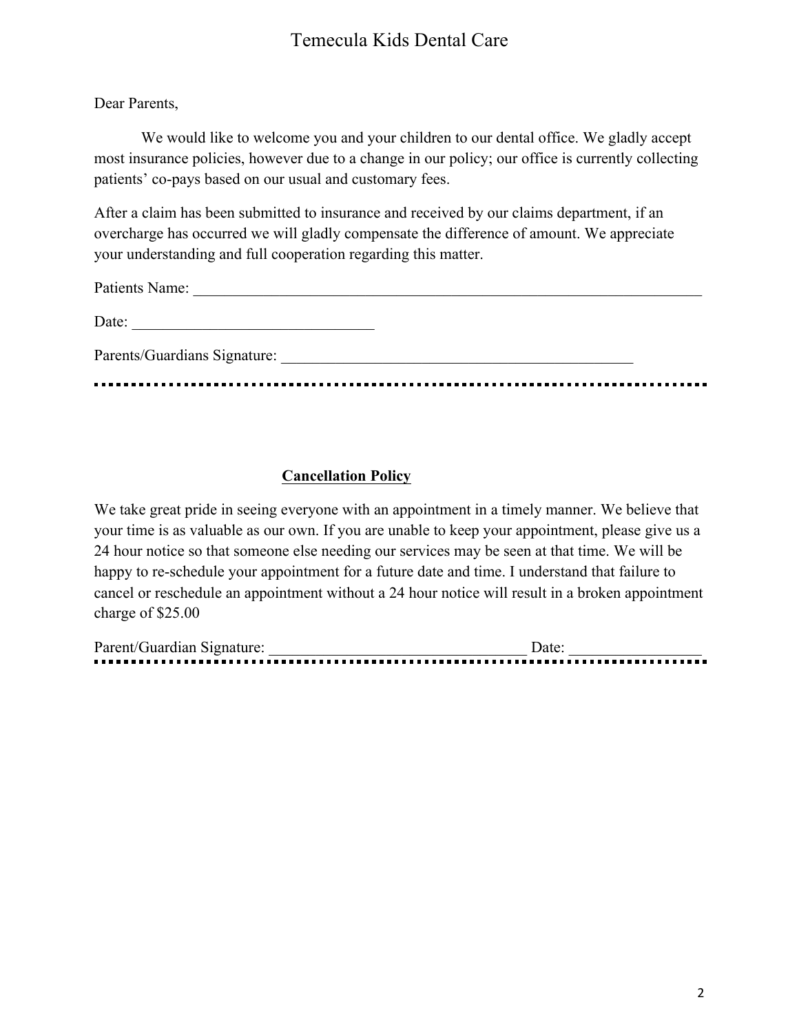# Temecula Kids Dental Care

Dear Parents,

We would like to welcome you and your children to our dental office. We gladly accept most insurance policies, however due to a change in our policy; our office is currently collecting patients' co-pays based on our usual and customary fees.

After a claim has been submitted to insurance and received by our claims department, if an overcharge has occurred we will gladly compensate the difference of amount. We appreciate your understanding and full cooperation regarding this matter.

Patients Name: ______________________________________________________________________

Date: _______________________________

Parents/Guardians Signature: _______________________________________________

---

## **Cancellation Policy**

We take great pride in seeing everyone with an appointment in a timely manner. We believe that your time is as valuable as our own. If you are unable to keep your appointment, please give us a 24 hour notice so that someone else needing our services may be seen at that time. We will be happy to re-schedule your appointment for a future date and time. I understand that failure to cancel or reschedule an appointment without a 24 hour notice will result in a broken appointment charge of $25.00

Parent/Guardian Signature: _________________________________ Date: ________________

---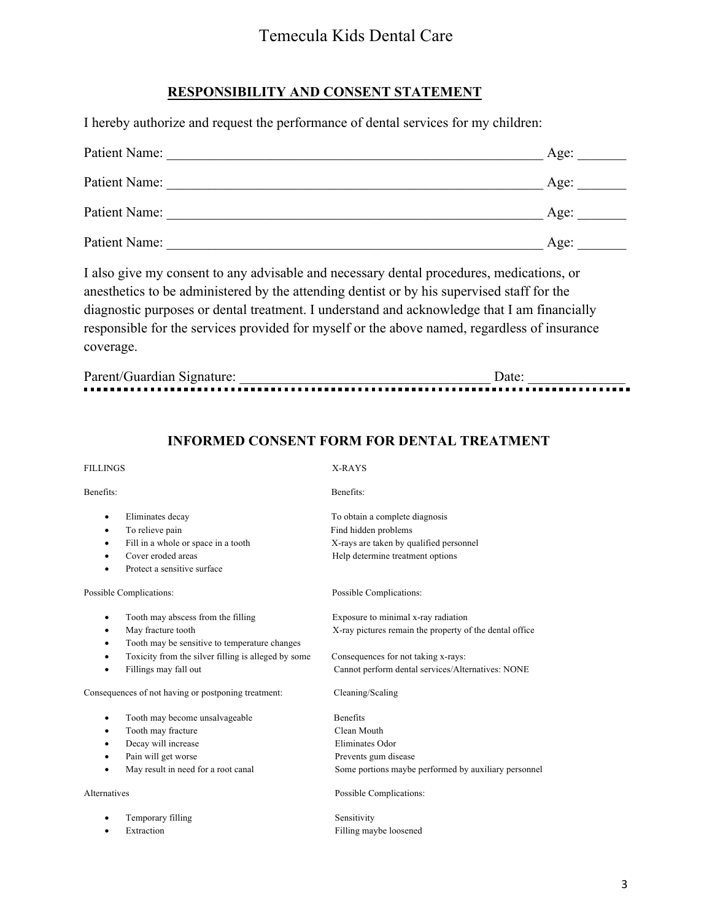# Temecula Kids Dental Care

## RESPONSIBILITY AND CONSENT STATEMENT

I hereby authorize and request the performance of dental services for my children:

Patient Name: ______________________________________________________ Age: _______

Patient Name: ______________________________________________________ Age: _______

Patient Name: ______________________________________________________ Age: _______

Patient Name: ______________________________________________________ Age: _______

I also give my consent to any advisable and necessary dental procedures, medications, or anesthetics to be administered by the attending dentist or by his supervised staff for the diagnostic purposes or dental treatment. I understand and acknowledge that I am financially responsible for the services provided for myself or the above named, regardless of insurance coverage.

Parent/Guardian Signature: ____________________________________ Date: _____________

---

## INFORMED CONSENT FORM FOR DENTAL TREATMENT

FILLINGS

Benefits:

- Eliminates decay
- To relieve pain
- Fill in a whole or space in a tooth
- Cover eroded areas
- Protect a sensitive surface

Possible Complications:

- Tooth may abscess from the filling
- May fracture tooth
- Tooth may be sensitive to temperature changes
- Toxicity from the silver filling is alleged by some
- Fillings may fall out

Consequences of not having or postponing treatment:

- Tooth may become unsalvageable
- Tooth may fracture
- Decay will increase
- Pain will get worse
- May result in need for a root canal

Alternatives

- Temporary filling
- Extraction

X-RAYS

Benefits:

To obtain a complete diagnosis
Find hidden problems
X-rays are taken by qualified personnel
Help determine treatment options

Possible Complications:

Exposure to minimal x-ray radiation
X-ray pictures remain the property of the dental office

Consequences for not taking x-rays:
Cannot perform dental services/Alternatives: NONE

Cleaning/Scaling

Benefits
Clean Mouth
Eliminates Odor
Prevents gum disease
Some portions maybe performed by auxiliary personnel

Possible Complications:

Sensitivity
Filling maybe loosened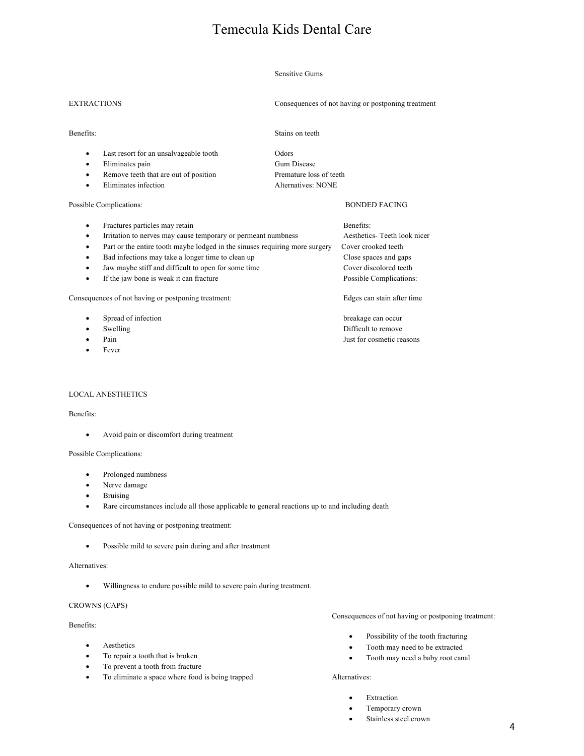# Temecula Kids Dental Care

Sensitive Gums

Consequences of not having or postponing treatment

Stains on teeth

Odors
Gum Disease
Premature loss of teeth
Alternatives: NONE

EXTRACTIONS

Benefits:

- Last resort for an unsalvageable tooth
- Eliminates pain
- Remove teeth that are out of position
- Eliminates infection

Possible Complications:

- Fractures particles may retain
- Irritation to nerves may cause temporary or permeant numbness
- Part or the entire tooth maybe lodged in the sinuses requiring more surgery
- Bad infections may take a longer time to clean up
- Jaw maybe stiff and difficult to open for some time
- If the jaw bone is weak it can fracture

Consequences of not having or postponing treatment:

- Spread of infection
- Swelling
- Pain
- Fever

BONDED FACING

Benefits:
Aesthetics- Teeth look nicer
Cover crooked teeth
Close spaces and gaps
Cover discolored teeth
Possible Complications:

Edges can stain after time

breakage can occur
Difficult to remove
Just for cosmetic reasons

LOCAL ANESTHETICS

Benefits:

- Avoid pain or discomfort during treatment

Possible Complications:

- Prolonged numbness
- Nerve damage
- Bruising
- Rare circumstances include all those applicable to general reactions up to and including death

Consequences of not having or postponing treatment:

- Possible mild to severe pain during and after treatment

Alternatives:

- Willingness to endure possible mild to severe pain during treatment.

CROWNS (CAPS)

Benefits:

- Aesthetics
- To repair a tooth that is broken
- To prevent a tooth from fracture
- To eliminate a space where food is being trapped

Consequences of not having or postponing treatment:

- Possibility of the tooth fracturing
- Tooth may need to be extracted
- Tooth may need a baby root canal

Alternatives:

- Extraction
- Temporary crown
- Stainless steel crown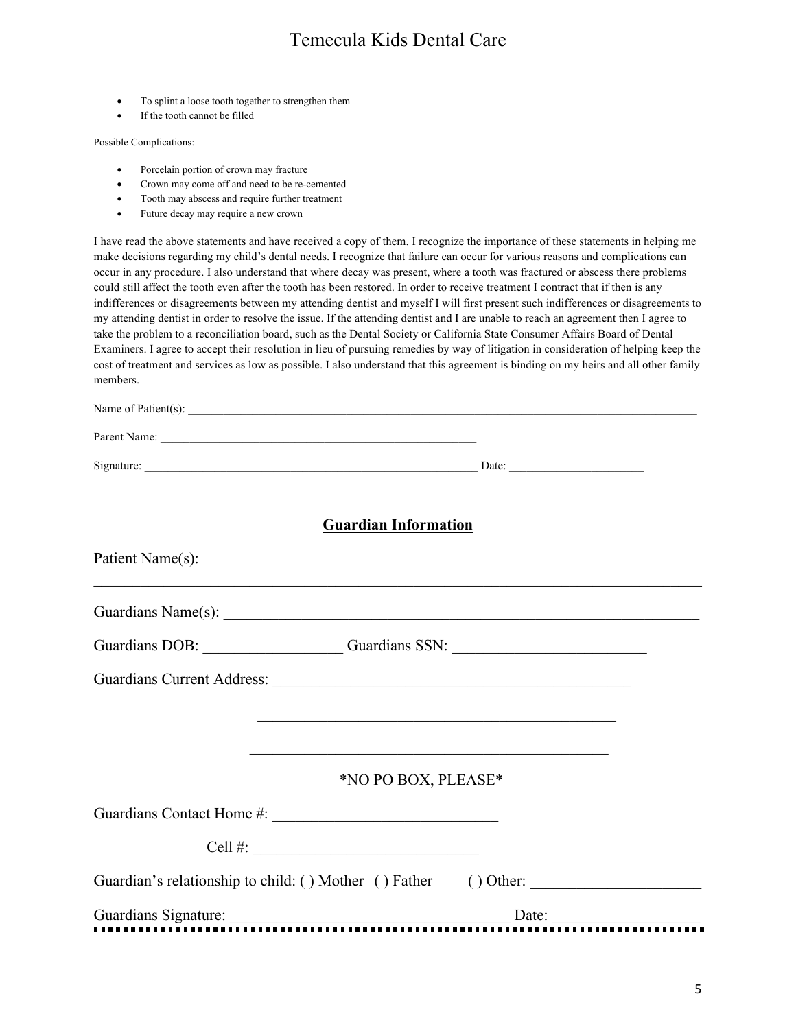- To splint a loose tooth together to strengthen them
- If the tooth cannot be filled

Possible Complications:

- Porcelain portion of crown may fracture
- Crown may come off and need to be re-cemented
- Tooth may abscess and require further treatment
- Future decay may require a new crown

I have read the above statements and have received a copy of them. I recognize the importance of these statements in helping me make decisions regarding my child's dental needs. I recognize that failure can occur for various reasons and complications can occur in any procedure. I also understand that where decay was present, where a tooth was fractured or abscess there problems could still affect the tooth even after the tooth has been restored. In order to receive treatment I contract that if then is any indifferences or disagreements between my attending dentist and myself I will first present such indifferences or disagreements to my attending dentist in order to resolve the issue. If the attending dentist and I are unable to reach an agreement then I agree to take the problem to a reconciliation board, such as the Dental Society or California State Consumer Affairs Board of Dental Examiners. I agree to accept their resolution in lieu of pursuing remedies by way of litigation in consideration of helping keep the cost of treatment and services as low as possible. I also understand that this agreement is binding on my heirs and all other family members.

Name of Patient(s): ______________________________________________________________________________

Parent Name: ____________________________________________________

Signature: _______________________________________________________ Date: ______________________

## Guardian Information

Patient Name(s):

______________________________________________________________________________

Guardians Name(s): ______________________________________________________________

Guardians DOB: __________________ Guardians SSN: _________________________

Guardians Current Address: _______________________________________________

_______________________________________________

_______________________________________________

*NO PO BOX, PLEASE*

Guardians Contact Home #: _____________________________

Cell #: _____________________________

Guardian's relationship to child: ( ) Mother ( ) Father ( ) Other: _____________________

Guardians Signature: ____________________________________ Date: __________________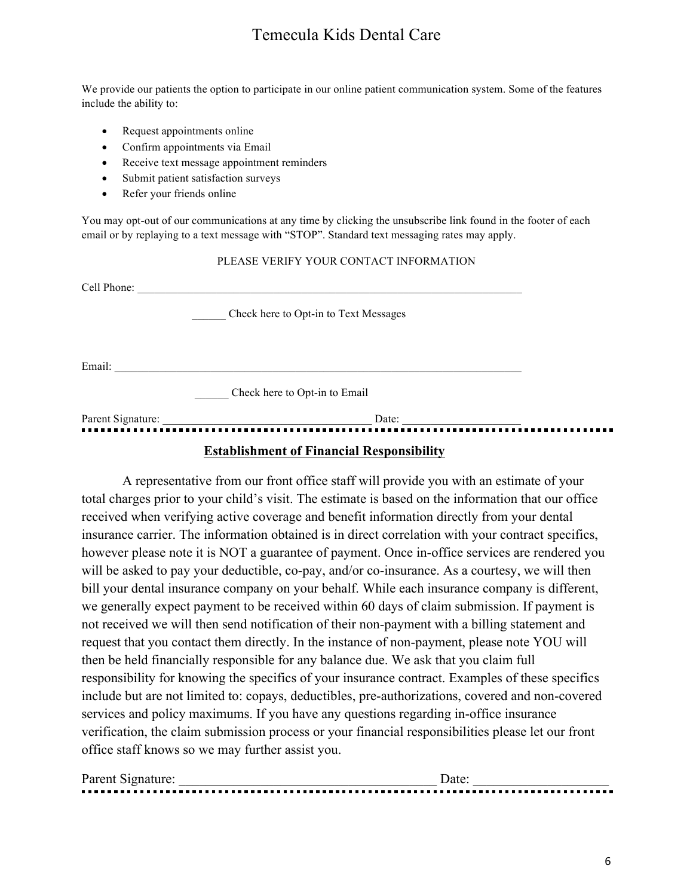We provide our patients the option to participate in our online patient communication system. Some of the features include the ability to:

- Request appointments online
- Confirm appointments via Email
- Receive text message appointment reminders
- Submit patient satisfaction surveys
- Refer your friends online

You may opt-out of our communications at any time by clicking the unsubscribe link found in the footer of each email or by replaying to a text message with "STOP". Standard text messaging rates may apply.

PLEASE VERIFY YOUR CONTACT INFORMATION

Cell Phone: ______________________________________________________________________

______ Check here to Opt-in to Text Messages

Email: __________________________________________________________________________

______ Check here to Opt-in to Email

Parent Signature: ____________________________________ Date: ____________________

## Establishment of Financial Responsibility

A representative from our front office staff will provide you with an estimate of your total charges prior to your child's visit. The estimate is based on the information that our office received when verifying active coverage and benefit information directly from your dental insurance carrier. The information obtained is in direct correlation with your contract specifics, however please note it is NOT a guarantee of payment. Once in-office services are rendered you will be asked to pay your deductible, co-pay, and/or co-insurance. As a courtesy, we will then bill your dental insurance company on your behalf. While each insurance company is different, we generally expect payment to be received within 60 days of claim submission. If payment is not received we will then send notification of their non-payment with a billing statement and request that you contact them directly. In the instance of non-payment, please note YOU will then be held financially responsible for any balance due. We ask that you claim full responsibility for knowing the specifics of your insurance contract. Examples of these specifics include but are not limited to: copays, deductibles, pre-authorizations, covered and non-covered services and policy maximums. If you have any questions regarding in-office insurance verification, the claim submission process or your financial responsibilities please let our front office staff knows so we may further assist you.

Parent Signature: ______________________________________ Date: ___________________